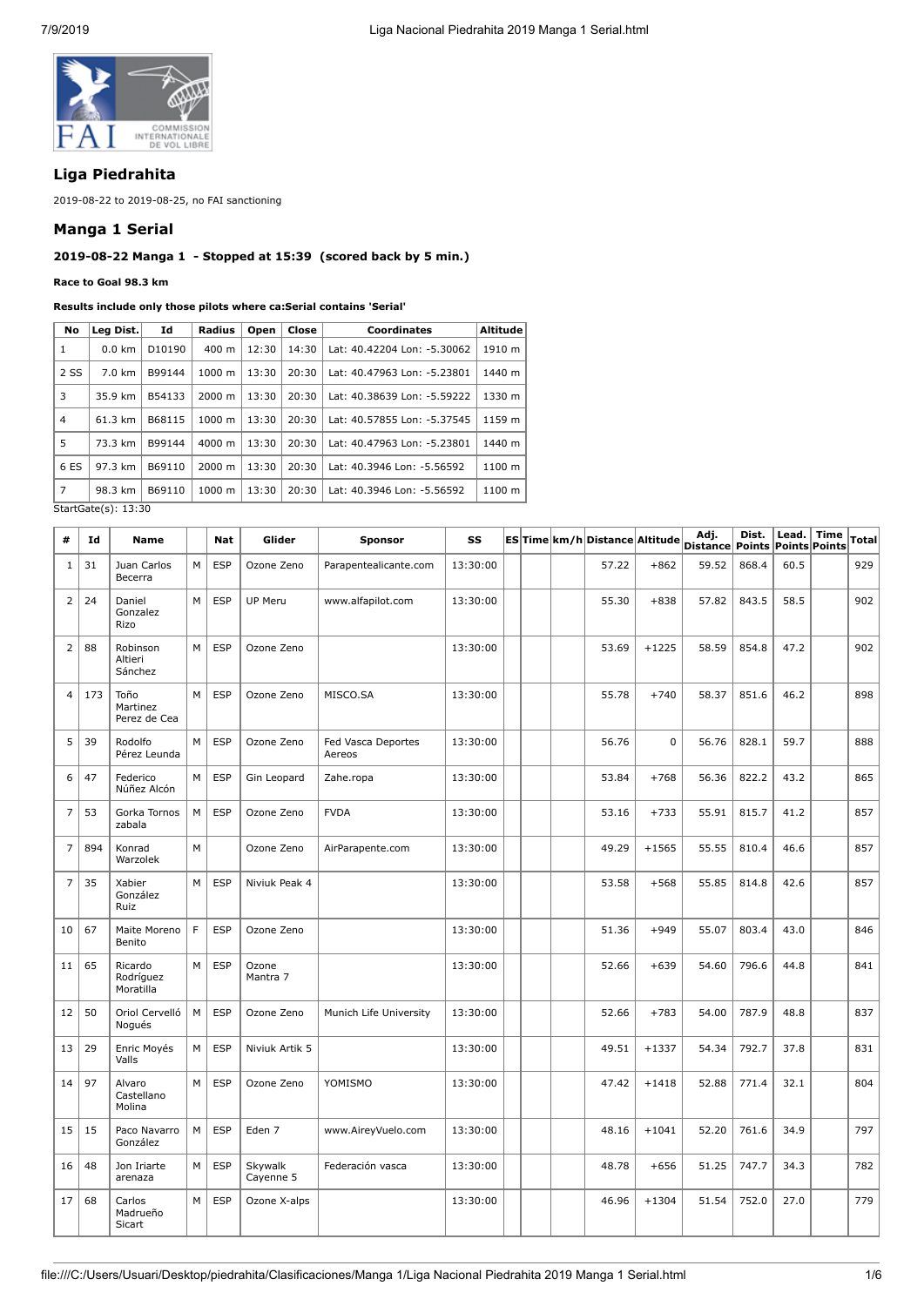## Liga Piedrahita

2019-08-22 to 2019-08-25, no FAI sanctioning

## Manga 1 Serial

#### 2019-08-22 Manga 1 - Stopped at 15:39 (scored back by 5 min.)

**Race to Goal 98.3 km**

**Results include only those pilots where ca:Serial contains 'Serial'**

| No | Leg Dist. | Id | Radius | Open | Close | Coordinates | Altitude |
|---|---|---|---|---|---|---|---|
| 1 | 0.0 km | D10190 | 400 m | 12:30 | 14:30 | Lat: 40.42204 Lon: -5.30062 | 1910 m |
| 2 SS | 7.0 km | B99144 | 1000 m | 13:30 | 20:30 | Lat: 40.47963 Lon: -5.23801 | 1440 m |
| 3 | 35.9 km | B54133 | 2000 m | 13:30 | 20:30 | Lat: 40.38639 Lon: -5.59222 | 1330 m |
| 4 | 61.3 km | B68115 | 1000 m | 13:30 | 20:30 | Lat: 40.57855 Lon: -5.37545 | 1159 m |
| 5 | 73.3 km | B99144 | 4000 m | 13:30 | 20:30 | Lat: 40.47963 Lon: -5.23801 | 1440 m |
| 6 ES | 97.3 km | B69110 | 2000 m | 13:30 | 20:30 | Lat: 40.3946 Lon: -5.56592 | 1100 m |
| 7 | 98.3 km | B69110 | 1000 m | 13:30 | 20:30 | Lat: 40.3946 Lon: -5.56592 | 1100 m |

StartGate(s): 13:30

| # | Id | Name | | Nat | Glider | Sponsor | SS | ES | Time | km/h | Distance | Altitude | Adj. Distance | Dist. Points | Lead. Points | Time Points | Total |
|---|---|---|---|---|---|---|---|---|---|---|---|---|---|---|---|---|---|
| 1 | 31 | Juan Carlos Becerra | M | ESP | Ozone Zeno | Parapentealicante.com | 13:30:00 | | | | 57.22 | +862 | 59.52 | 868.4 | 60.5 | | 929 |
| 2 | 24 | Daniel Gonzalez Rizo | M | ESP | UP Meru | www.alfapilot.com | 13:30:00 | | | | 55.30 | +838 | 57.82 | 843.5 | 58.5 | | 902 |
| 2 | 88 | Robinson Altieri Sánchez | M | ESP | Ozone Zeno | | 13:30:00 | | | | 53.69 | +1225 | 58.59 | 854.8 | 47.2 | | 902 |
| 4 | 173 | Toño Martinez Perez de Cea | M | ESP | Ozone Zeno | MISCO.SA | 13:30:00 | | | | 55.78 | +740 | 58.37 | 851.6 | 46.2 | | 898 |
| 5 | 39 | Rodolfo Pérez Leunda | M | ESP | Ozone Zeno | Fed Vasca Deportes Aereos | 13:30:00 | | | | 56.76 | 0 | 56.76 | 828.1 | 59.7 | | 888 |
| 6 | 47 | Federico Núñez Alcón | M | ESP | Gin Leopard | Zahe.ropa | 13:30:00 | | | | 53.84 | +768 | 56.36 | 822.2 | 43.2 | | 865 |
| 7 | 53 | Gorka Tornos zabala | M | ESP | Ozone Zeno | FVDA | 13:30:00 | | | | 53.16 | +733 | 55.91 | 815.7 | 41.2 | | 857 |
| 7 | 894 | Konrad Warzolek | M | | Ozone Zeno | AirParapente.com | 13:30:00 | | | | 49.29 | +1565 | 55.55 | 810.4 | 46.6 | | 857 |
| 7 | 35 | Xabier González Ruiz | M | ESP | Niviuk Peak 4 | | 13:30:00 | | | | 53.58 | +568 | 55.85 | 814.8 | 42.6 | | 857 |
| 10 | 67 | Maite Moreno Benito | F | ESP | Ozone Zeno | | 13:30:00 | | | | 51.36 | +949 | 55.07 | 803.4 | 43.0 | | 846 |
| 11 | 65 | Ricardo Rodríguez Moratilla | M | ESP | Ozone Mantra 7 | | 13:30:00 | | | | 52.66 | +639 | 54.60 | 796.6 | 44.8 | | 841 |
| 12 | 50 | Oriol Cervelló Nogués | M | ESP | Ozone Zeno | Munich Life University | 13:30:00 | | | | 52.66 | +783 | 54.00 | 787.9 | 48.8 | | 837 |
| 13 | 29 | Enric Moyés Valls | M | ESP | Niviuk Artik 5 | | 13:30:00 | | | | 49.51 | +1337 | 54.34 | 792.7 | 37.8 | | 831 |
| 14 | 97 | Alvaro Castellano Molina | M | ESP | Ozone Zeno | YOMISMO | 13:30:00 | | | | 47.42 | +1418 | 52.88 | 771.4 | 32.1 | | 804 |
| 15 | 15 | Paco Navarro González | M | ESP | Eden 7 | www.AireyVuelo.com | 13:30:00 | | | | 48.16 | +1041 | 52.20 | 761.6 | 34.9 | | 797 |
| 16 | 48 | Jon Iriarte arenaza | M | ESP | Skywalk Cayenne 5 | Federación vasca | 13:30:00 | | | | 48.78 | +656 | 51.25 | 747.7 | 34.3 | | 782 |
| 17 | 68 | Carlos Madrueño Sicart | M | ESP | Ozone X-alps | | 13:30:00 | | | | 46.96 | +1304 | 51.54 | 752.0 | 27.0 | | 779 |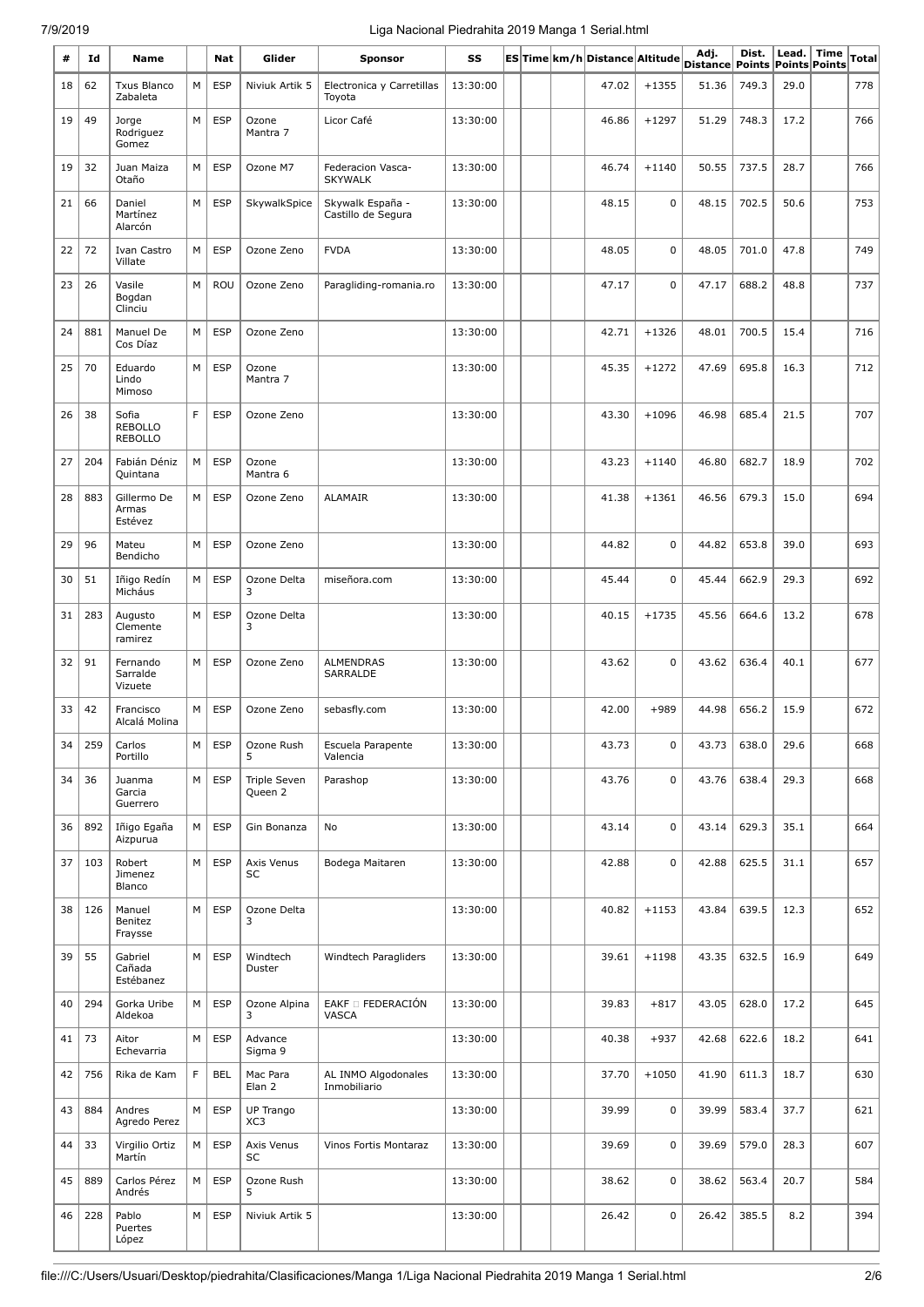| # | Id | Name | | Nat | Glider | Sponsor | SS | ES | Time | km/h | Distance | Altitude | Adj. Distance | Dist. Points | Lead. Points | Time Points | Total |
|---|---|---|---|---|---|---|---|---|---|---|---|---|---|---|---|---|---|
| 18 | 62 | Txus Blanco Zabaleta | M | ESP | Niviuk Artik 5 | Electronica y Carretillas Toyota | 13:30:00 | | | | 47.02 | +1355 | 51.36 | 749.3 | 29.0 | | 778 |
| 19 | 49 | Jorge Rodriguez Gomez | M | ESP | Ozone Mantra 7 | Licor Café | 13:30:00 | | | | 46.86 | +1297 | 51.29 | 748.3 | 17.2 | | 766 |
| 19 | 32 | Juan Maiza Otaño | M | ESP | Ozone M7 | Federacion Vasca-SKYWALK | 13:30:00 | | | | 46.74 | +1140 | 50.55 | 737.5 | 28.7 | | 766 |
| 21 | 66 | Daniel Martínez Alarcón | M | ESP | SkywalkSpice | Skywalk España - Castillo de Segura | 13:30:00 | | | | 48.15 | 0 | 48.15 | 702.5 | 50.6 | | 753 |
| 22 | 72 | Ivan Castro Villate | M | ESP | Ozone Zeno | FVDA | 13:30:00 | | | | 48.05 | 0 | 48.05 | 701.0 | 47.8 | | 749 |
| 23 | 26 | Vasile Bogdan Clinciu | M | ROU | Ozone Zeno | Paragliding-romania.ro | 13:30:00 | | | | 47.17 | 0 | 47.17 | 688.2 | 48.8 | | 737 |
| 24 | 881 | Manuel De Cos Díaz | M | ESP | Ozone Zeno | | 13:30:00 | | | | 42.71 | +1326 | 48.01 | 700.5 | 15.4 | | 716 |
| 25 | 70 | Eduardo Lindo Mimoso | M | ESP | Ozone Mantra 7 | | 13:30:00 | | | | 45.35 | +1272 | 47.69 | 695.8 | 16.3 | | 712 |
| 26 | 38 | Sofia REBOLLO REBOLLO | F | ESP | Ozone Zeno | | 13:30:00 | | | | 43.30 | +1096 | 46.98 | 685.4 | 21.5 | | 707 |
| 27 | 204 | Fabián Déniz Quintana | M | ESP | Ozone Mantra 6 | | 13:30:00 | | | | 43.23 | +1140 | 46.80 | 682.7 | 18.9 | | 702 |
| 28 | 883 | Gillermo De Armas Estévez | M | ESP | Ozone Zeno | ALAMAIR | 13:30:00 | | | | 41.38 | +1361 | 46.56 | 679.3 | 15.0 | | 694 |
| 29 | 96 | Mateu Bendicho | M | ESP | Ozone Zeno | | 13:30:00 | | | | 44.82 | 0 | 44.82 | 653.8 | 39.0 | | 693 |
| 30 | 51 | Iñigo Redín Micháus | M | ESP | Ozone Delta 3 | miseñora.com | 13:30:00 | | | | 45.44 | 0 | 45.44 | 662.9 | 29.3 | | 692 |
| 31 | 283 | Augusto Clemente ramirez | M | ESP | Ozone Delta 3 | | 13:30:00 | | | | 40.15 | +1735 | 45.56 | 664.6 | 13.2 | | 678 |
| 32 | 91 | Fernando Sarralde Vizuete | M | ESP | Ozone Zeno | ALMENDRAS SARRALDE | 13:30:00 | | | | 43.62 | 0 | 43.62 | 636.4 | 40.1 | | 677 |
| 33 | 42 | Francisco Alcalá Molina | M | ESP | Ozone Zeno | sebasfly.com | 13:30:00 | | | | 42.00 | +989 | 44.98 | 656.2 | 15.9 | | 672 |
| 34 | 259 | Carlos Portillo | M | ESP | Ozone Rush 5 | Escuela Parapente Valencia | 13:30:00 | | | | 43.73 | 0 | 43.73 | 638.0 | 29.6 | | 668 |
| 34 | 36 | Juanma Garcia Guerrero | M | ESP | Triple Seven Queen 2 | Parashop | 13:30:00 | | | | 43.76 | 0 | 43.76 | 638.4 | 29.3 | | 668 |
| 36 | 892 | Iñigo Egaña Aizpurua | M | ESP | Gin Bonanza | No | 13:30:00 | | | | 43.14 | 0 | 43.14 | 629.3 | 35.1 | | 664 |
| 37 | 103 | Robert Jimenez Blanco | M | ESP | Axis Venus SC | Bodega Maitaren | 13:30:00 | | | | 42.88 | 0 | 42.88 | 625.5 | 31.1 | | 657 |
| 38 | 126 | Manuel Benitez Fraysse | M | ESP | Ozone Delta 3 | | 13:30:00 | | | | 40.82 | +1153 | 43.84 | 639.5 | 12.3 | | 652 |
| 39 | 55 | Gabriel Cañada Estébanez | M | ESP | Windtech Duster | Windtech Paragliders | 13:30:00 | | | | 39.61 | +1198 | 43.35 | 632.5 | 16.9 | | 649 |
| 40 | 294 | Gorka Uribe Aldekoa | M | ESP | Ozone Alpina 3 | EAKF  FEDERACIÓN VASCA | 13:30:00 | | | | 39.83 | +817 | 43.05 | 628.0 | 17.2 | | 645 |
| 41 | 73 | Aitor Echevarria | M | ESP | Advance Sigma 9 | | 13:30:00 | | | | 40.38 | +937 | 42.68 | 622.6 | 18.2 | | 641 |
| 42 | 756 | Rika de Kam | F | BEL | Mac Para Elan 2 | AL INMO Algodonales Inmobiliario | 13:30:00 | | | | 37.70 | +1050 | 41.90 | 611.3 | 18.7 | | 630 |
| 43 | 884 | Andres Agredo Perez | M | ESP | UP Trango XC3 | | 13:30:00 | | | | 39.99 | 0 | 39.99 | 583.4 | 37.7 | | 621 |
| 44 | 33 | Virgilio Ortiz Martín | M | ESP | Axis Venus SC | Vinos Fortis Montaraz | 13:30:00 | | | | 39.69 | 0 | 39.69 | 579.0 | 28.3 | | 607 |
| 45 | 889 | Carlos Pérez Andrés | M | ESP | Ozone Rush 5 | | 13:30:00 | | | | 38.62 | 0 | 38.62 | 563.4 | 20.7 | | 584 |
| 46 | 228 | Pablo Puertes López | M | ESP | Niviuk Artik 5 | | 13:30:00 | | | | 26.42 | 0 | 26.42 | 385.5 | 8.2 | | 394 |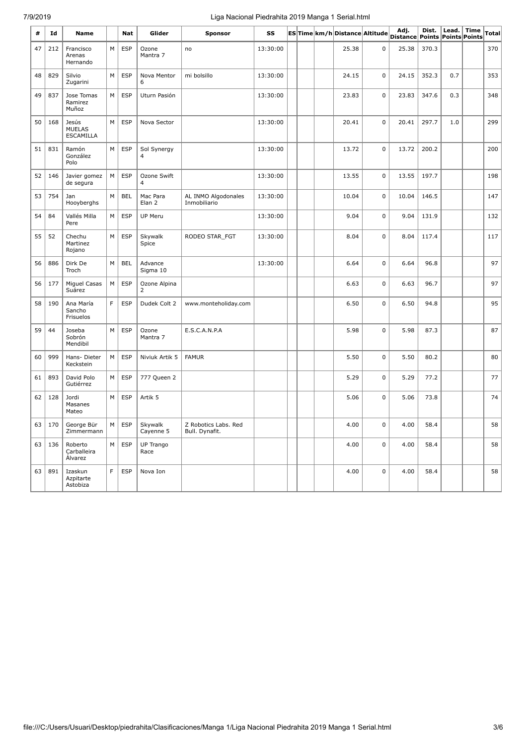| # | Id | Name | | Nat | Glider | Sponsor | SS | ES | Time | km/h | Distance | Altitude | Adj. Distance | Dist. Points | Lead. Points | Time Points | Total |
|---|---|---|---|---|---|---|---|---|---|---|---|---|---|---|---|---|---|
| 47 | 212 | Francisco Arenas Hernando | M | ESP | Ozone Mantra 7 | no | 13:30:00 | | | | 25.38 | 0 | 25.38 | 370.3 | | | 370 |
| 48 | 829 | Silvio Zugarini | M | ESP | Nova Mentor 6 | mi bolsillo | 13:30:00 | | | | 24.15 | 0 | 24.15 | 352.3 | 0.7 | | 353 |
| 49 | 837 | Jose Tomas Ramirez Muñoz | M | ESP | Uturn Pasión | | 13:30:00 | | | | 23.83 | 0 | 23.83 | 347.6 | 0.3 | | 348 |
| 50 | 168 | Jesús MUELAS ESCAMILLA | M | ESP | Nova Sector | | 13:30:00 | | | | 20.41 | 0 | 20.41 | 297.7 | 1.0 | | 299 |
| 51 | 831 | Ramón González Polo | M | ESP | Sol Synergy 4 | | 13:30:00 | | | | 13.72 | 0 | 13.72 | 200.2 | | | 200 |
| 52 | 146 | Javier gomez de segura | M | ESP | Ozone Swift 4 | | 13:30:00 | | | | 13.55 | 0 | 13.55 | 197.7 | | | 198 |
| 53 | 754 | Jan Hooyberghs | M | BEL | Mac Para Elan 2 | AL INMO Algodonales Inmobiliario | 13:30:00 | | | | 10.04 | 0 | 10.04 | 146.5 | | | 147 |
| 54 | 84 | Vallés Milla Pere | M | ESP | UP Meru | | 13:30:00 | | | | 9.04 | 0 | 9.04 | 131.9 | | | 132 |
| 55 | 52 | Chechu Martinez Rojano | M | ESP | Skywalk Spice | RODEO STAR_FGT | 13:30:00 | | | | 8.04 | 0 | 8.04 | 117.4 | | | 117 |
| 56 | 886 | Dirk De Troch | M | BEL | Advance Sigma 10 | | 13:30:00 | | | | 6.64 | 0 | 6.64 | 96.8 | | | 97 |
| 56 | 177 | Miguel Casas Suárez | M | ESP | Ozone Alpina 2 | | | | | | 6.63 | 0 | 6.63 | 96.7 | | | 97 |
| 58 | 190 | Ana María Sancho Frisuelos | F | ESP | Dudek Colt 2 | www.monteholiday.com | | | | | 6.50 | 0 | 6.50 | 94.8 | | | 95 |
| 59 | 44 | Joseba Sobrón Mendibil | M | ESP | Ozone Mantra 7 | E.S.C.A.N.P.A | | | | | 5.98 | 0 | 5.98 | 87.3 | | | 87 |
| 60 | 999 | Hans- Dieter Keckstein | M | ESP | Niviuk Artik 5 | FAMUR | | | | | 5.50 | 0 | 5.50 | 80.2 | | | 80 |
| 61 | 893 | David Polo Gutiérrez | M | ESP | 777 Queen 2 | | | | | | 5.29 | 0 | 5.29 | 77.2 | | | 77 |
| 62 | 128 | Jordi Masanes Mateo | M | ESP | Artik 5 | | | | | | 5.06 | 0 | 5.06 | 73.8 | | | 74 |
| 63 | 170 | George Bür Zimmermann | M | ESP | Skywalk Cayenne 5 | Z Robotics Labs. Red Bull. Dynafit. | | | | | 4.00 | 0 | 4.00 | 58.4 | | | 58 |
| 63 | 136 | Roberto Carballeira Álvarez | M | ESP | UP Trango Race | | | | | | 4.00 | 0 | 4.00 | 58.4 | | | 58 |
| 63 | 891 | Izaskun Azpitarte Astobiza | F | ESP | Nova Ion | | | | | | 4.00 | 0 | 4.00 | 58.4 | | | 58 |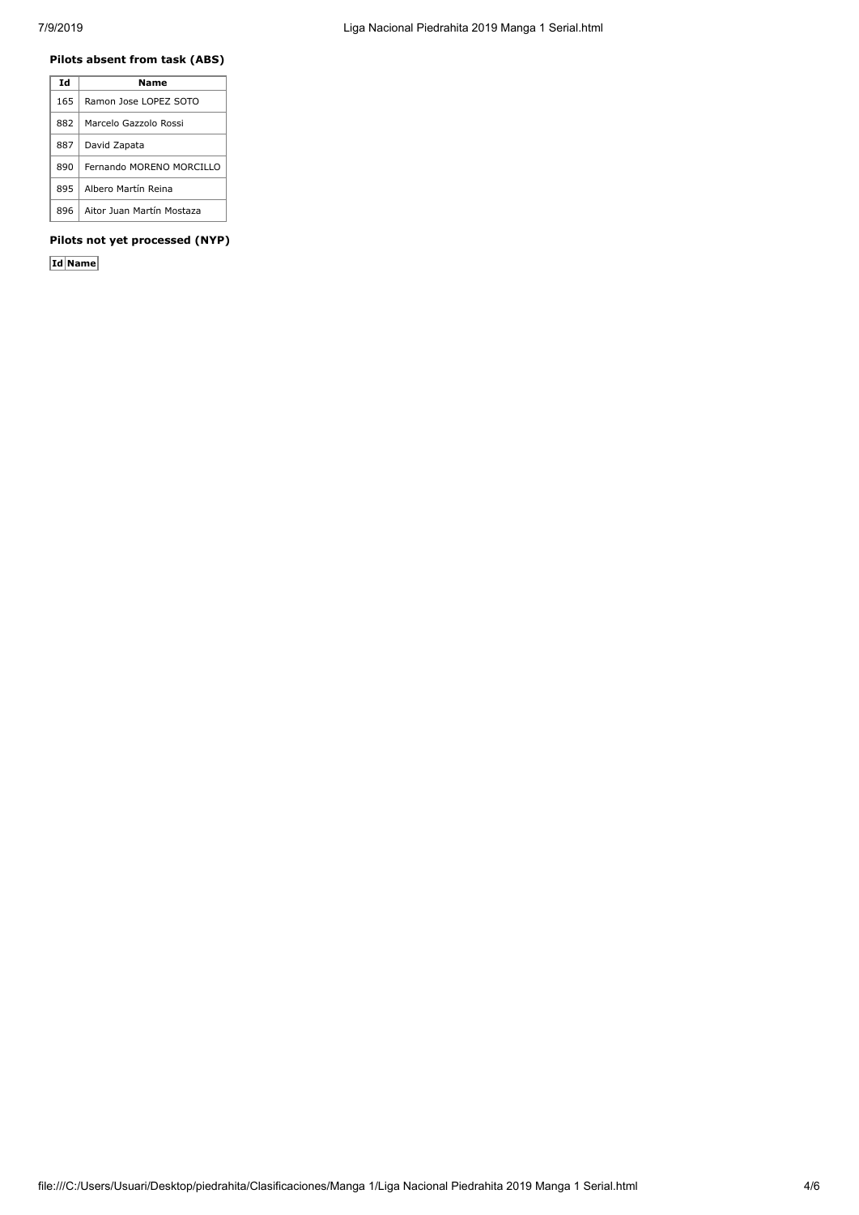**Pilots absent from task (ABS)**

| Id | Name |
|---|---|
| 165 | Ramon Jose LOPEZ SOTO |
| 882 | Marcelo Gazzolo Rossi |
| 887 | David Zapata |
| 890 | Fernando MORENO MORCILLO |
| 895 | Albero Martín Reina |
| 896 | Aitor Juan Martín Mostaza |

**Pilots not yet processed (NYP)**

| Id | Name |
|---|---|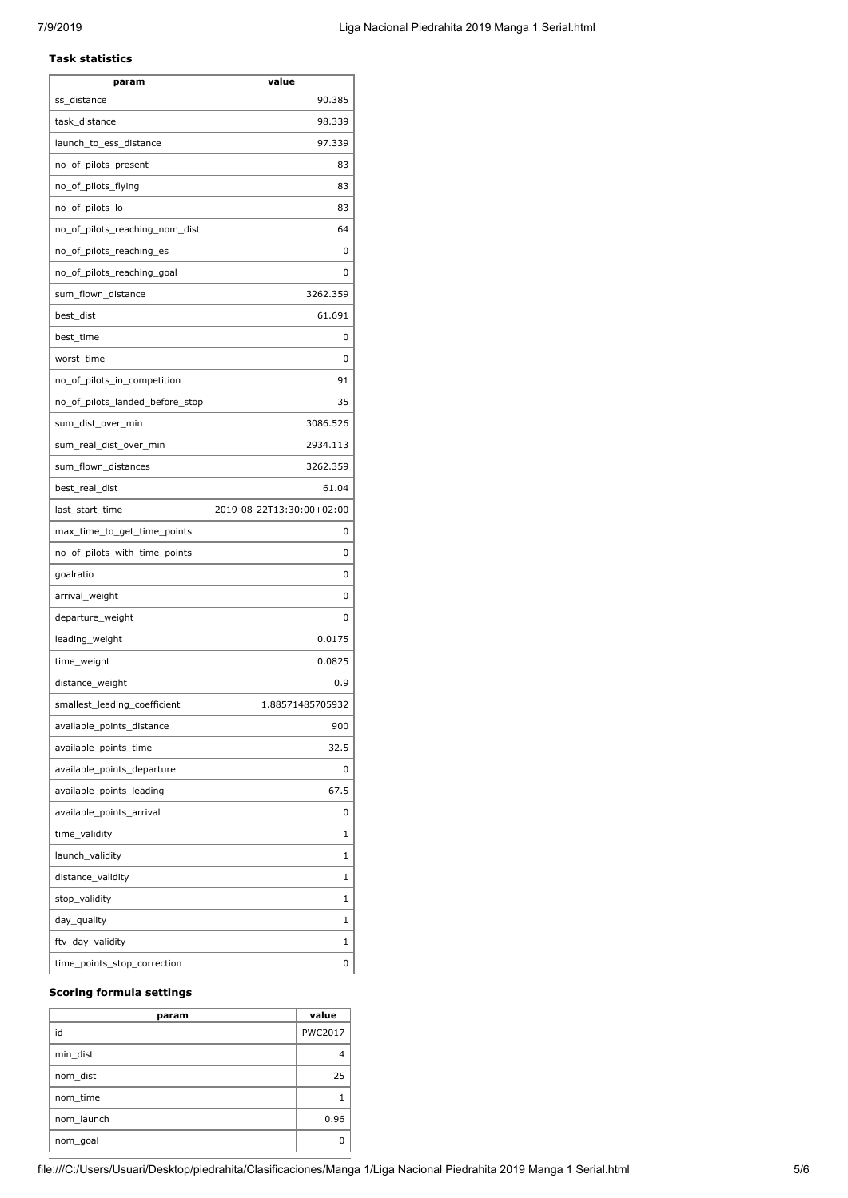### Task statistics

| param | value |
|---|---|
| ss_distance | 90.385 |
| task_distance | 98.339 |
| launch_to_ess_distance | 97.339 |
| no_of_pilots_present | 83 |
| no_of_pilots_flying | 83 |
| no_of_pilots_lo | 83 |
| no_of_pilots_reaching_nom_dist | 64 |
| no_of_pilots_reaching_es | 0 |
| no_of_pilots_reaching_goal | 0 |
| sum_flown_distance | 3262.359 |
| best_dist | 61.691 |
| best_time | 0 |
| worst_time | 0 |
| no_of_pilots_in_competition | 91 |
| no_of_pilots_landed_before_stop | 35 |
| sum_dist_over_min | 3086.526 |
| sum_real_dist_over_min | 2934.113 |
| sum_flown_distances | 3262.359 |
| best_real_dist | 61.04 |
| last_start_time | 2019-08-22T13:30:00+02:00 |
| max_time_to_get_time_points | 0 |
| no_of_pilots_with_time_points | 0 |
| goalratio | 0 |
| arrival_weight | 0 |
| departure_weight | 0 |
| leading_weight | 0.0175 |
| time_weight | 0.0825 |
| distance_weight | 0.9 |
| smallest_leading_coefficient | 1.88571485705932 |
| available_points_distance | 900 |
| available_points_time | 32.5 |
| available_points_departure | 0 |
| available_points_leading | 67.5 |
| available_points_arrival | 0 |
| time_validity | 1 |
| launch_validity | 1 |
| distance_validity | 1 |
| stop_validity | 1 |
| day_quality | 1 |
| ftv_day_validity | 1 |
| time_points_stop_correction | 0 |

### Scoring formula settings

| param | value |
|---|---|
| id | PWC2017 |
| min_dist | 4 |
| nom_dist | 25 |
| nom_time | 1 |
| nom_launch | 0.96 |
| nom_goal | 0 |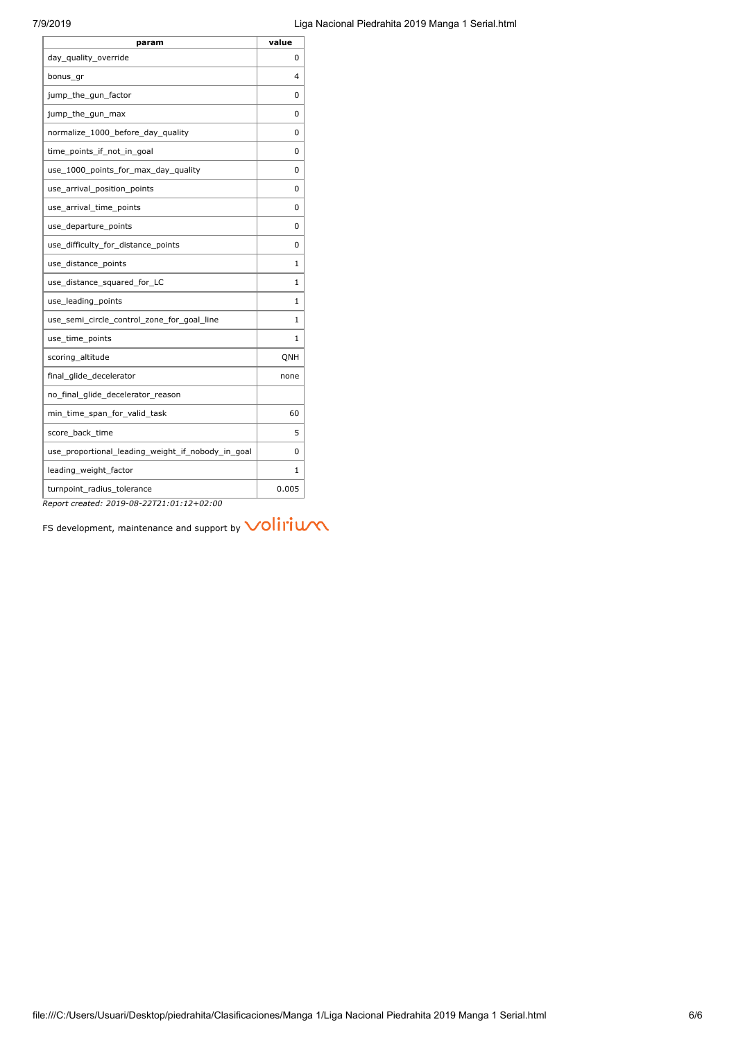| param | value |
| --- | --- |
| day_quality_override | 0 |
| bonus_gr | 4 |
| jump_the_gun_factor | 0 |
| jump_the_gun_max | 0 |
| normalize_1000_before_day_quality | 0 |
| time_points_if_not_in_goal | 0 |
| use_1000_points_for_max_day_quality | 0 |
| use_arrival_position_points | 0 |
| use_arrival_time_points | 0 |
| use_departure_points | 0 |
| use_difficulty_for_distance_points | 0 |
| use_distance_points | 1 |
| use_distance_squared_for_LC | 1 |
| use_leading_points | 1 |
| use_semi_circle_control_zone_for_goal_line | 1 |
| use_time_points | 1 |
| scoring_altitude | QNH |
| final_glide_decelerator | none |
| no_final_glide_decelerator_reason | |
| min_time_span_for_valid_task | 60 |
| score_back_time | 5 |
| use_proportional_leading_weight_if_nobody_in_goal | 0 |
| leading_weight_factor | 1 |
| turnpoint_radius_tolerance | 0.005 |

*Report created: 2019-08-22T21:01:12+02:00*

FS development, maintenance and support by volirium